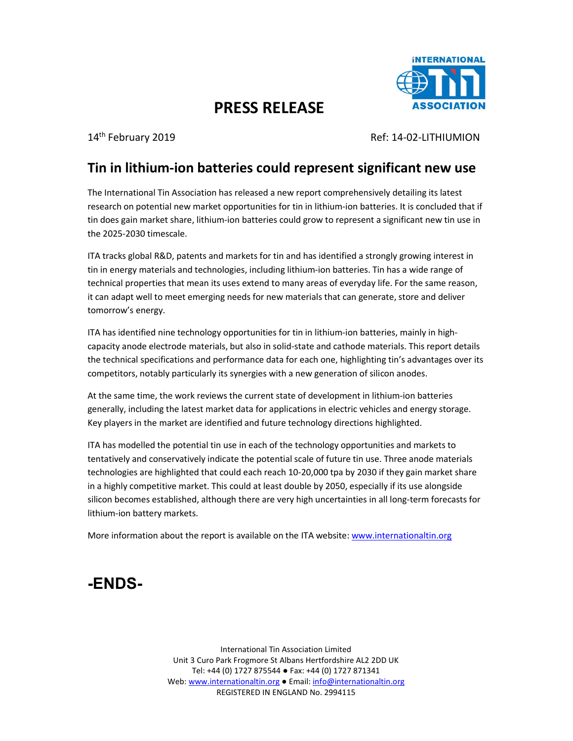# PRESS RELEASE

14th February 2019 Ref: 14-02-LITHIUMION

## Tin in lithium-ion batteries could represent significant new use

The International Tin Association has released a new report comprehensively detailing its latest research on potential new market opportunities for tin in lithium-ion batteries. It is concluded that if tin does gain market share, lithium-ion batteries could grow to represent a significant new tin use in the 2025-2030 timescale.

ITA tracks global R&D, patents and markets for tin and has identified a strongly growing interest in tin in energy materials and technologies, including lithium-ion batteries. Tin has a wide range of technical properties that mean its uses extend to many areas of everyday life. For the same reason, it can adapt well to meet emerging needs for new materials that can generate, store and deliver tomorrow's energy.

ITA has identified nine technology opportunities for tin in lithium-ion batteries, mainly in high-capacity anode electrode materials, but also in solid-state and cathode materials. This report details the technical specifications and performance data for each one, highlighting tin's advantages over its competitors, notably particularly its synergies with a new generation of silicon anodes.

At the same time, the work reviews the current state of development in lithium-ion batteries generally, including the latest market data for applications in electric vehicles and energy storage. Key players in the market are identified and future technology directions highlighted.

ITA has modelled the potential tin use in each of the technology opportunities and markets to tentatively and conservatively indicate the potential scale of future tin use. Three anode materials technologies are highlighted that could each reach 10-20,000 tpa by 2030 if they gain market share in a highly competitive market. This could at least double by 2050, especially if its use alongside silicon becomes established, although there are very high uncertainties in all long-term forecasts for lithium-ion battery markets.

More information about the report is available on the ITA website: www.internationaltin.org

**-ENDS-**

International Tin Association Limited
Unit 3 Curo Park Frogmore St Albans Hertfordshire AL2 2DD UK
Tel: +44 (0) 1727 875544 ● Fax: +44 (0) 1727 871341
Web: www.internationaltin.org ● Email: info@internationaltin.org
REGISTERED IN ENGLAND No. 2994115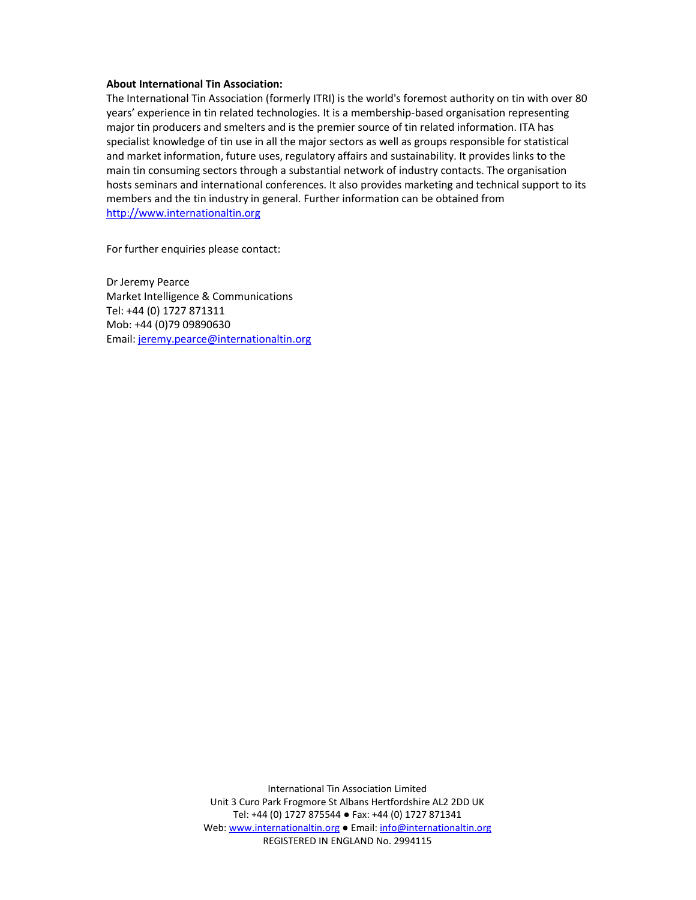**About International Tin Association:**

The International Tin Association (formerly ITRI) is the world's foremost authority on tin with over 80 years' experience in tin related technologies. It is a membership-based organisation representing major tin producers and smelters and is the premier source of tin related information. ITA has specialist knowledge of tin use in all the major sectors as well as groups responsible for statistical and market information, future uses, regulatory affairs and sustainability. It provides links to the main tin consuming sectors through a substantial network of industry contacts. The organisation hosts seminars and international conferences. It also provides marketing and technical support to its members and the tin industry in general. Further information can be obtained from http://www.internationaltin.org

For further enquiries please contact:

Dr Jeremy Pearce
Market Intelligence & Communications
Tel: +44 (0) 1727 871311
Mob: +44 (0)79 09890630
Email: jeremy.pearce@internationaltin.org

International Tin Association Limited
Unit 3 Curo Park Frogmore St Albans Hertfordshire AL2 2DD UK
Tel: +44 (0) 1727 875544 ● Fax: +44 (0) 1727 871341
Web: www.internationaltin.org ● Email: info@internationaltin.org
REGISTERED IN ENGLAND No. 2994115